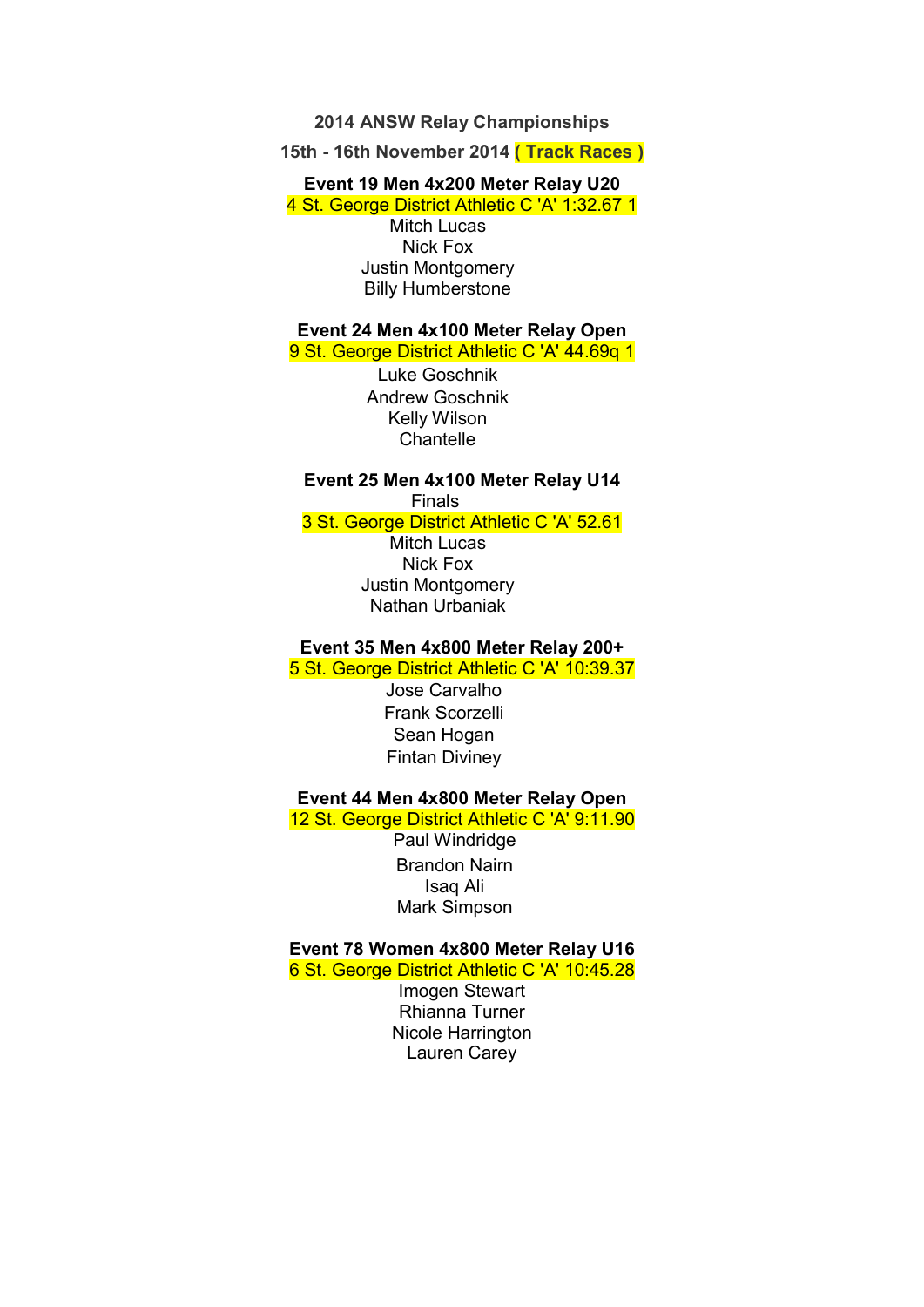**2014 ANSW Relay Championships**

**15th - 16th November 2014 ( Track Races )**

**Event 19 Men 4x200 Meter Relay U20**

4 St. George District Athletic C 'A' 1:32.67 1

Mitch Lucas
Nick Fox
Justin Montgomery
Billy Humberstone

**Event 24 Men 4x100 Meter Relay Open**

9 St. George District Athletic C 'A' 44.69q 1

Luke Goschnik
Andrew Goschnik
Kelly Wilson
Chantelle

**Event 25 Men 4x100 Meter Relay U14**

Finals

3 St. George District Athletic C 'A' 52.61

Mitch Lucas
Nick Fox
Justin Montgomery
Nathan Urbaniak

**Event 35 Men 4x800 Meter Relay 200+**

5 St. George District Athletic C 'A' 10:39.37

Jose Carvalho
Frank Scorzelli
Sean Hogan
Fintan Diviney

**Event 44 Men 4x800 Meter Relay Open**

12 St. George District Athletic C 'A' 9:11.90

Paul Windridge
Brandon Nairn
Isaq Ali
Mark Simpson

**Event 78 Women 4x800 Meter Relay U16**

6 St. George District Athletic C 'A' 10:45.28

Imogen Stewart
Rhianna Turner
Nicole Harrington
Lauren Carey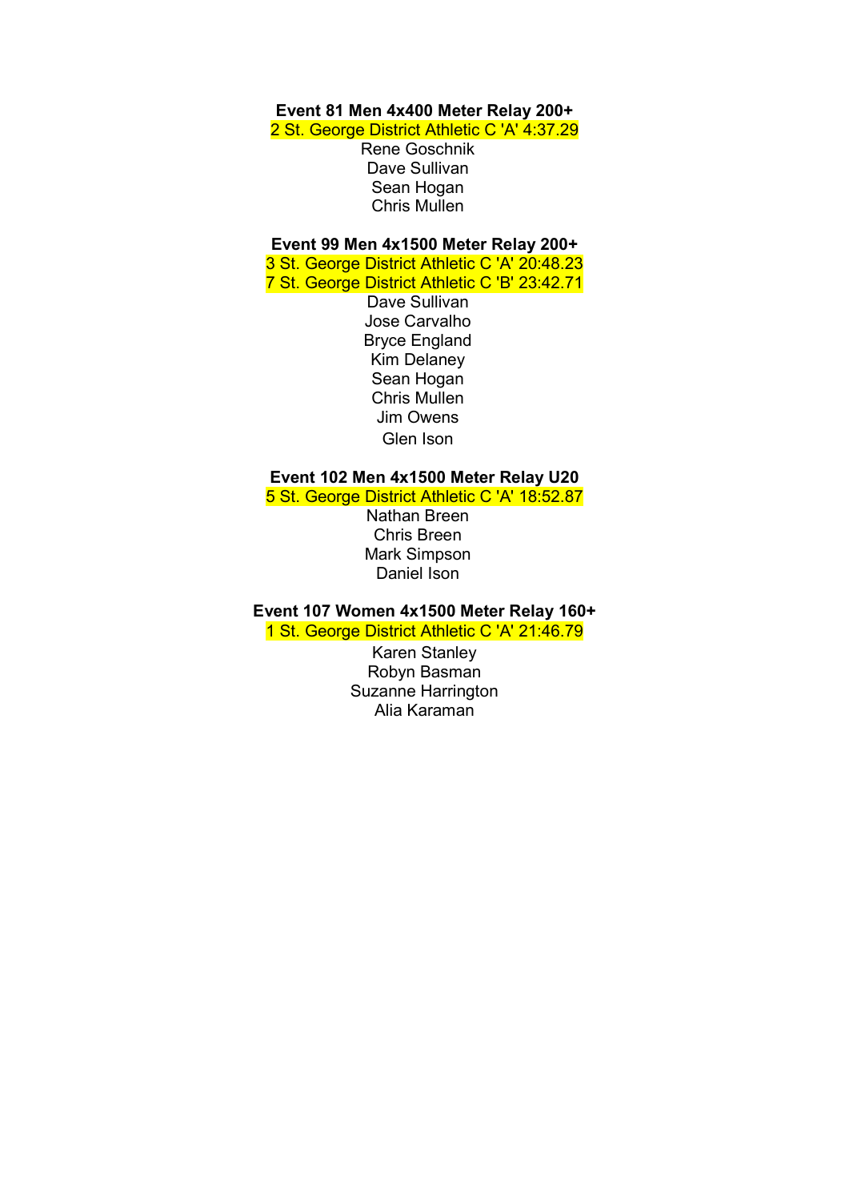**Event 81 Men 4x400 Meter Relay 200+**

2 St. George District Athletic C 'A' 4:37.29

Rene Goschnik
Dave Sullivan
Sean Hogan
Chris Mullen

**Event 99 Men 4x1500 Meter Relay 200+**

3 St. George District Athletic C 'A' 20:48.23
7 St. George District Athletic C 'B' 23:42.71

Dave Sullivan
Jose Carvalho
Bryce England
Kim Delaney
Sean Hogan
Chris Mullen
Jim Owens
Glen Ison

**Event 102 Men 4x1500 Meter Relay U20**

5 St. George District Athletic C 'A' 18:52.87

Nathan Breen
Chris Breen
Mark Simpson
Daniel Ison

**Event 107 Women 4x1500 Meter Relay 160+**

1 St. George District Athletic C 'A' 21:46.79

Karen Stanley
Robyn Basman
Suzanne Harrington
Alia Karaman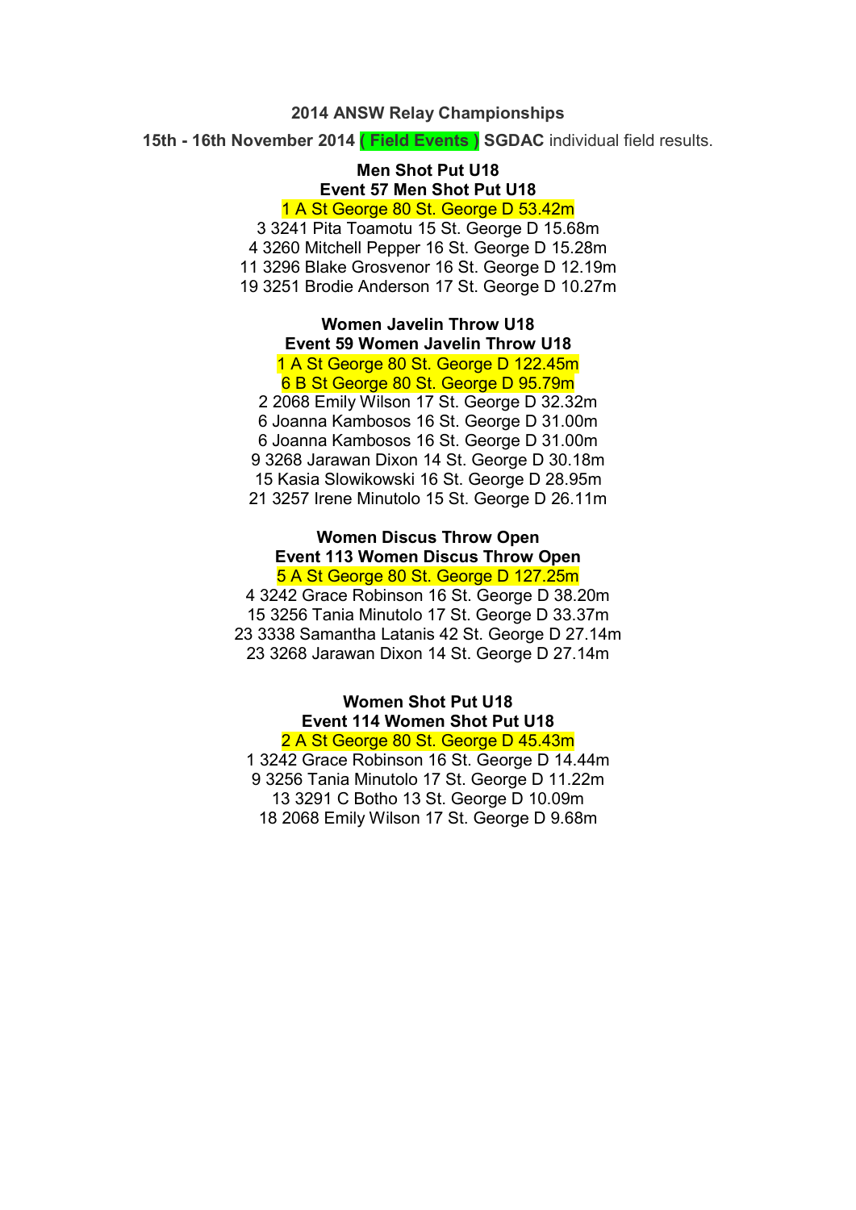**2014 ANSW Relay Championships**

**15th - 16th November 2014 ( Field Events ) SGDAC** individual field results.

**Men Shot Put U18**
**Event 57 Men Shot Put U18**

1 A St George 80 St. George D 53.42m
3 3241 Pita Toamotu 15 St. George D 15.68m
4 3260 Mitchell Pepper 16 St. George D 15.28m
11 3296 Blake Grosvenor 16 St. George D 12.19m
19 3251 Brodie Anderson 17 St. George D 10.27m

**Women Javelin Throw U18**
**Event 59 Women Javelin Throw U18**

1 A St George 80 St. George D 122.45m
6 B St George 80 St. George D 95.79m
2 2068 Emily Wilson 17 St. George D 32.32m
6 Joanna Kambosos 16 St. George D 31.00m
6 Joanna Kambosos 16 St. George D 31.00m
9 3268 Jarawan Dixon 14 St. George D 30.18m
15 Kasia Slowikowski 16 St. George D 28.95m
21 3257 Irene Minutolo 15 St. George D 26.11m

**Women Discus Throw Open**
**Event 113 Women Discus Throw Open**

5 A St George 80 St. George D 127.25m
4 3242 Grace Robinson 16 St. George D 38.20m
15 3256 Tania Minutolo 17 St. George D 33.37m
23 3338 Samantha Latanis 42 St. George D 27.14m
23 3268 Jarawan Dixon 14 St. George D 27.14m

**Women Shot Put U18**
**Event 114 Women Shot Put U18**

2 A St George 80 St. George D 45.43m
1 3242 Grace Robinson 16 St. George D 14.44m
9 3256 Tania Minutolo 17 St. George D 11.22m
13 3291 C Botho 13 St. George D 10.09m
18 2068 Emily Wilson 17 St. George D 9.68m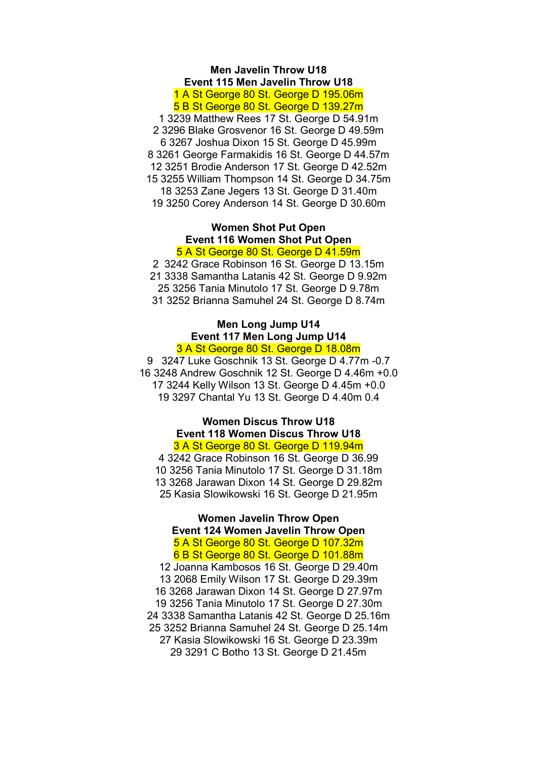**Men Javelin Throw U18**
**Event 115 Men Javelin Throw U18**

1 A St George 80 St. George D 195.06m
5 B St George 80 St. George D 139.27m
1 3239 Matthew Rees 17 St. George D 54.91m
2 3296 Blake Grosvenor 16 St. George D 49.59m
6 3267 Joshua Dixon 15 St. George D 45.99m
8 3261 George Farmakidis 16 St. George D 44.57m
12 3251 Brodie Anderson 17 St. George D 42.52m
15 3255 William Thompson 14 St. George D 34.75m
18 3253 Zane Jegers 13 St. George D 31.40m
19 3250 Corey Anderson 14 St. George D 30.60m

**Women Shot Put Open**
**Event 116 Women Shot Put Open**

5 A St George 80 St. George D 41.59m
2 3242 Grace Robinson 16 St. George D 13.15m
21 3338 Samantha Latanis 42 St. George D 9.92m
25 3256 Tania Minutolo 17 St. George D 9.78m
31 3252 Brianna Samuhel 24 St. George D 8.74m

**Men Long Jump U14**
**Event 117 Men Long Jump U14**

3 A St George 80 St. George D 18.08m
9 3247 Luke Goschnik 13 St. George D 4.77m -0.7
16 3248 Andrew Goschnik 12 St. George D 4.46m +0.0
17 3244 Kelly Wilson 13 St. George D 4.45m +0.0
19 3297 Chantal Yu 13 St. George D 4.40m 0.4

**Women Discus Throw U18**
**Event 118 Women Discus Throw U18**

3 A St George 80 St. George D 119.94m
4 3242 Grace Robinson 16 St. George D 36.99
10 3256 Tania Minutolo 17 St. George D 31.18m
13 3268 Jarawan Dixon 14 St. George D 29.82m
25 Kasia Slowikowski 16 St. George D 21.95m

**Women Javelin Throw Open**
**Event 124 Women Javelin Throw Open**

5 A St George 80 St. George D 107.32m
6 B St George 80 St. George D 101.88m
12 Joanna Kambosos 16 St. George D 29.40m
13 2068 Emily Wilson 17 St. George D 29.39m
16 3268 Jarawan Dixon 14 St. George D 27.97m
19 3256 Tania Minutolo 17 St. George D 27.30m
24 3338 Samantha Latanis 42 St. George D 25.16m
25 3252 Brianna Samuhel 24 St. George D 25.14m
27 Kasia Slowikowski 16 St. George D 23.39m
29 3291 C Botho 13 St. George D 21.45m